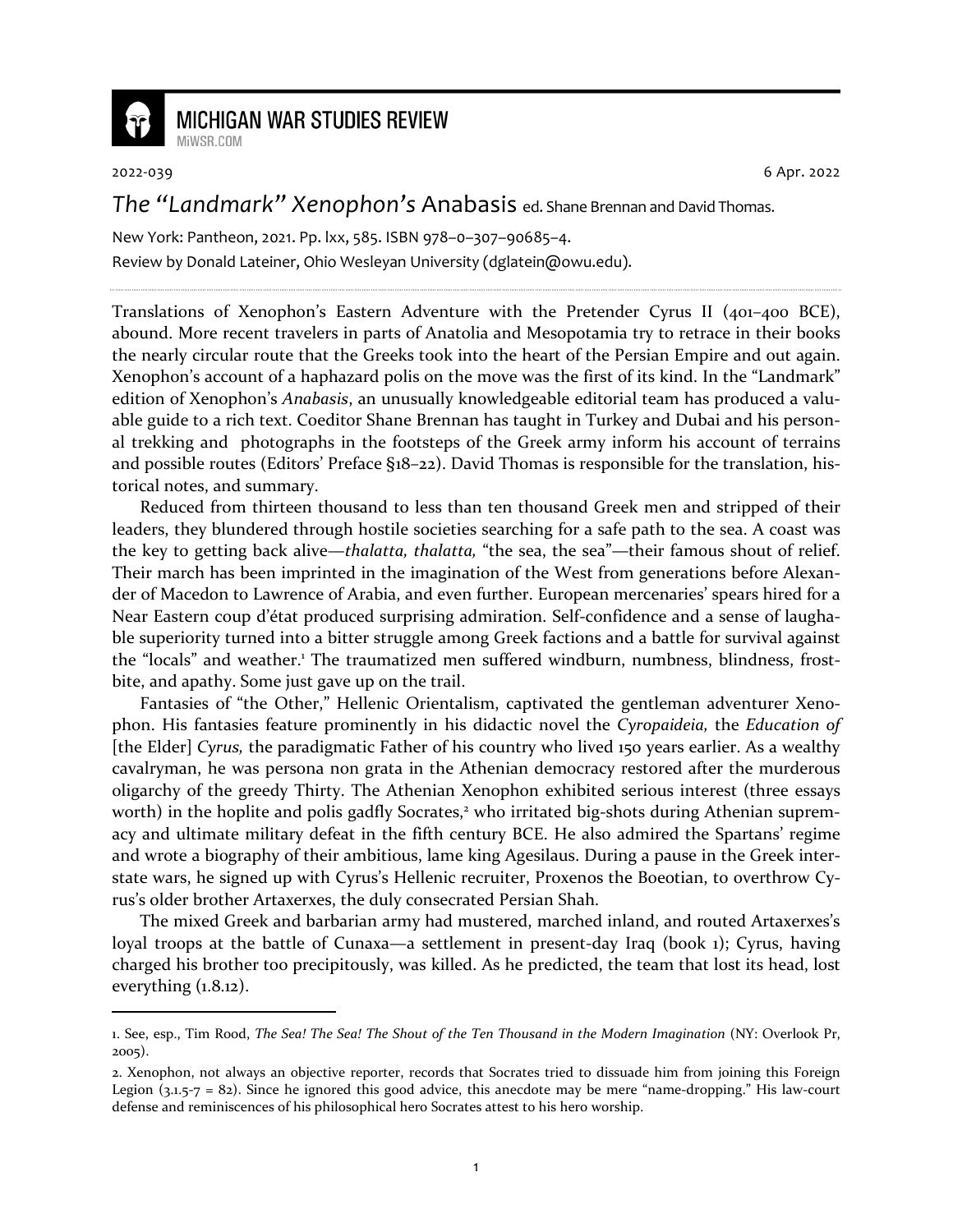2022-039 6 Apr. 2022

# *The "Landmark" Xenophon's* Anabasis ed. Shane Brennan and David Thomas.

New York: Pantheon, 2021. Pp. lxx, 585. ISBN 978–0–307–90685–4.

Review by Donald Lateiner, Ohio Wesleyan University (dglatein@owu.edu).

Translations of Xenophon's Eastern Adventure with the Pretender Cyrus II (401–400 BCE), abound. More recent travelers in parts of Anatolia and Mesopotamia try to retrace in their books the nearly circular route that the Greeks took into the heart of the Persian Empire and out again. Xenophon's account of a haphazard polis on the move was the first of its kind. In the "Landmark" edition of Xenophon's *Anabasis*, an unusually knowledgeable editorial team has produced a valuable guide to a rich text. Coeditor Shane Brennan has taught in Turkey and Dubai and his personal trekking and photographs in the footsteps of the Greek army inform his account of terrains and possible routes (Editors' Preface §18–22). David Thomas is responsible for the translation, historical notes, and summary.

Reduced from thirteen thousand to less than ten thousand Greek men and stripped of their leaders, they blundered through hostile societies searching for a safe path to the sea. A coast was the key to getting back alive—*thalatta, thalatta,* "the sea, the sea"—their famous shout of relief. Their march has been imprinted in the imagination of the West from generations before Alexander of Macedon to Lawrence of Arabia, and even further. European mercenaries' spears hired for a Near Eastern coup d'état produced surprising admiration. Self-confidence and a sense of laughable superiority turned into a bitter struggle among Greek factions and a battle for survival against the "locals" and weather.[1] The traumatized men suffered windburn, numbness, blindness, frostbite, and apathy. Some just gave up on the trail.

Fantasies of "the Other," Hellenic Orientalism, captivated the gentleman adventurer Xenophon. His fantasies feature prominently in his didactic novel the *Cyropaideia,* the *Education of* [the Elder] *Cyrus,* the paradigmatic Father of his country who lived 150 years earlier. As a wealthy cavalryman, he was persona non grata in the Athenian democracy restored after the murderous oligarchy of the greedy Thirty. The Athenian Xenophon exhibited serious interest (three essays worth) in the hoplite and polis gadfly Socrates,[2] who irritated big-shots during Athenian supremacy and ultimate military defeat in the fifth century BCE. He also admired the Spartans' regime and wrote a biography of their ambitious, lame king Agesilaus. During a pause in the Greek interstate wars, he signed up with Cyrus's Hellenic recruiter, Proxenos the Boeotian, to overthrow Cyrus's older brother Artaxerxes, the duly consecrated Persian Shah.

The mixed Greek and barbarian army had mustered, marched inland, and routed Artaxerxes's loyal troops at the battle of Cunaxa—a settlement in present-day Iraq (book 1); Cyrus, having charged his brother too precipitously, was killed. As he predicted, the team that lost its head, lost everything (1.8.12).

---

1. See, esp., Tim Rood, *The Sea! The Sea! The Shout of the Ten Thousand in the Modern Imagination* (NY: Overlook Pr, 2005).

2. Xenophon, not always an objective reporter, records that Socrates tried to dissuade him from joining this Foreign Legion (3.1.5-7 = 82). Since he ignored this good advice, this anecdote may be mere "name-dropping." His law-court defense and reminiscences of his philosophical hero Socrates attest to his hero worship.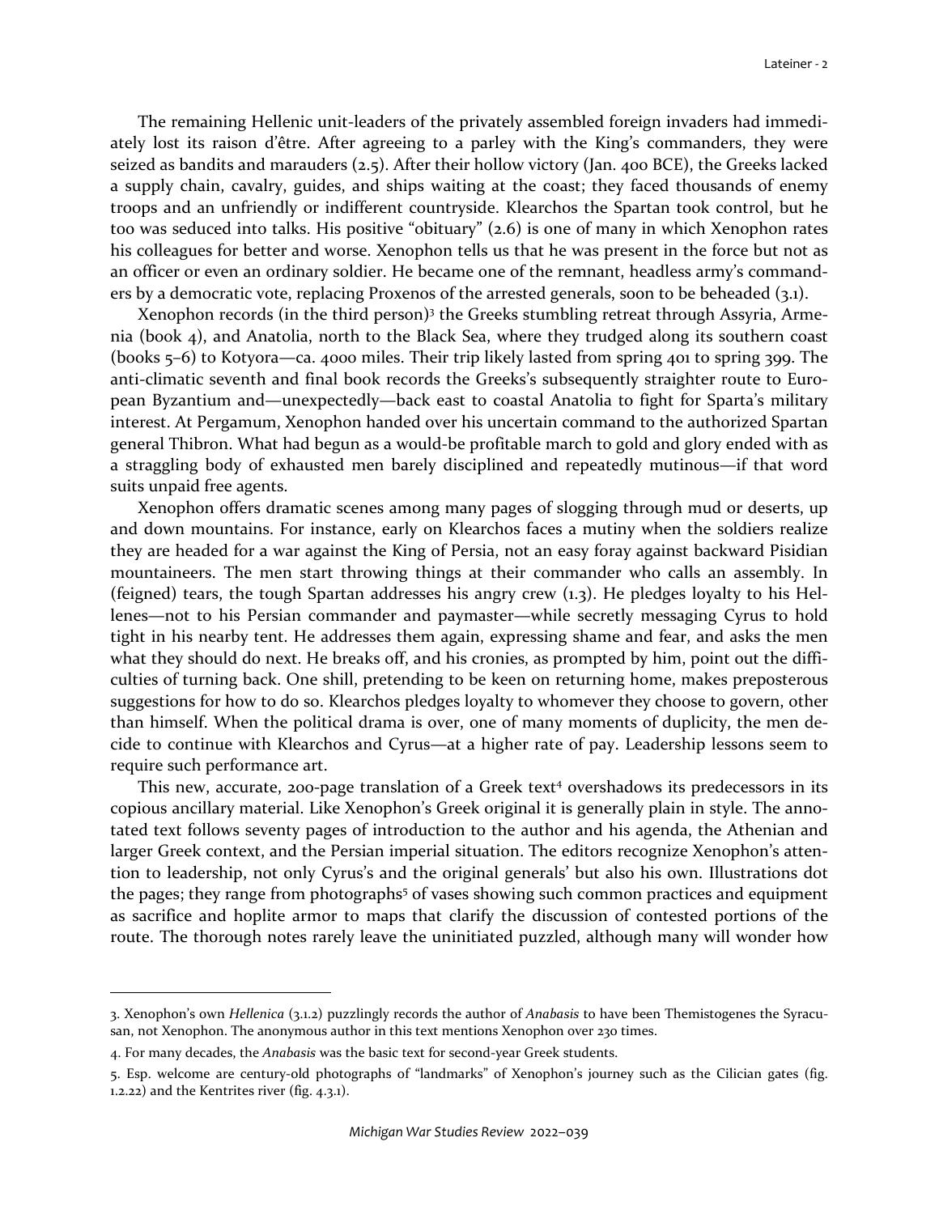The remaining Hellenic unit-leaders of the privately assembled foreign invaders had immediately lost its raison d'être. After agreeing to a parley with the King's commanders, they were seized as bandits and marauders (2.5). After their hollow victory (Jan. 400 BCE), the Greeks lacked a supply chain, cavalry, guides, and ships waiting at the coast; they faced thousands of enemy troops and an unfriendly or indifferent countryside. Klearchos the Spartan took control, but he too was seduced into talks. His positive "obituary" (2.6) is one of many in which Xenophon rates his colleagues for better and worse. Xenophon tells us that he was present in the force but not as an officer or even an ordinary soldier. He became one of the remnant, headless army's commanders by a democratic vote, replacing Proxenos of the arrested generals, soon to be beheaded (3.1).

Xenophon records (in the third person)[3] the Greeks stumbling retreat through Assyria, Armenia (book 4), and Anatolia, north to the Black Sea, where they trudged along its southern coast (books 5–6) to Kotyora—ca. 4000 miles. Their trip likely lasted from spring 401 to spring 399. The anti-climatic seventh and final book records the Greeks's subsequently straighter route to European Byzantium and—unexpectedly—back east to coastal Anatolia to fight for Sparta's military interest. At Pergamum, Xenophon handed over his uncertain command to the authorized Spartan general Thibron. What had begun as a would-be profitable march to gold and glory ended with as a straggling body of exhausted men barely disciplined and repeatedly mutinous—if that word suits unpaid free agents.

Xenophon offers dramatic scenes among many pages of slogging through mud or deserts, up and down mountains. For instance, early on Klearchos faces a mutiny when the soldiers realize they are headed for a war against the King of Persia, not an easy foray against backward Pisidian mountaineers. The men start throwing things at their commander who calls an assembly. In (feigned) tears, the tough Spartan addresses his angry crew (1.3). He pledges loyalty to his Hellenes—not to his Persian commander and paymaster—while secretly messaging Cyrus to hold tight in his nearby tent. He addresses them again, expressing shame and fear, and asks the men what they should do next. He breaks off, and his cronies, as prompted by him, point out the difficulties of turning back. One shill, pretending to be keen on returning home, makes preposterous suggestions for how to do so. Klearchos pledges loyalty to whomever they choose to govern, other than himself. When the political drama is over, one of many moments of duplicity, the men decide to continue with Klearchos and Cyrus—at a higher rate of pay. Leadership lessons seem to require such performance art.

This new, accurate, 200-page translation of a Greek text[4] overshadows its predecessors in its copious ancillary material. Like Xenophon's Greek original it is generally plain in style. The annotated text follows seventy pages of introduction to the author and his agenda, the Athenian and larger Greek context, and the Persian imperial situation. The editors recognize Xenophon's attention to leadership, not only Cyrus's and the original generals' but also his own. Illustrations dot the pages; they range from photographs[5] of vases showing such common practices and equipment as sacrifice and hoplite armor to maps that clarify the discussion of contested portions of the route. The thorough notes rarely leave the uninitiated puzzled, although many will wonder how

---

3. Xenophon's own *Hellenica* (3.1.2) puzzlingly records the author of *Anabasis* to have been Themistogenes the Syracusan, not Xenophon. The anonymous author in this text mentions Xenophon over 230 times.

4. For many decades, the *Anabasis* was the basic text for second-year Greek students.

5. Esp. welcome are century-old photographs of "landmarks" of Xenophon's journey such as the Cilician gates (fig. 1.2.22) and the Kentrites river (fig. 4.3.1).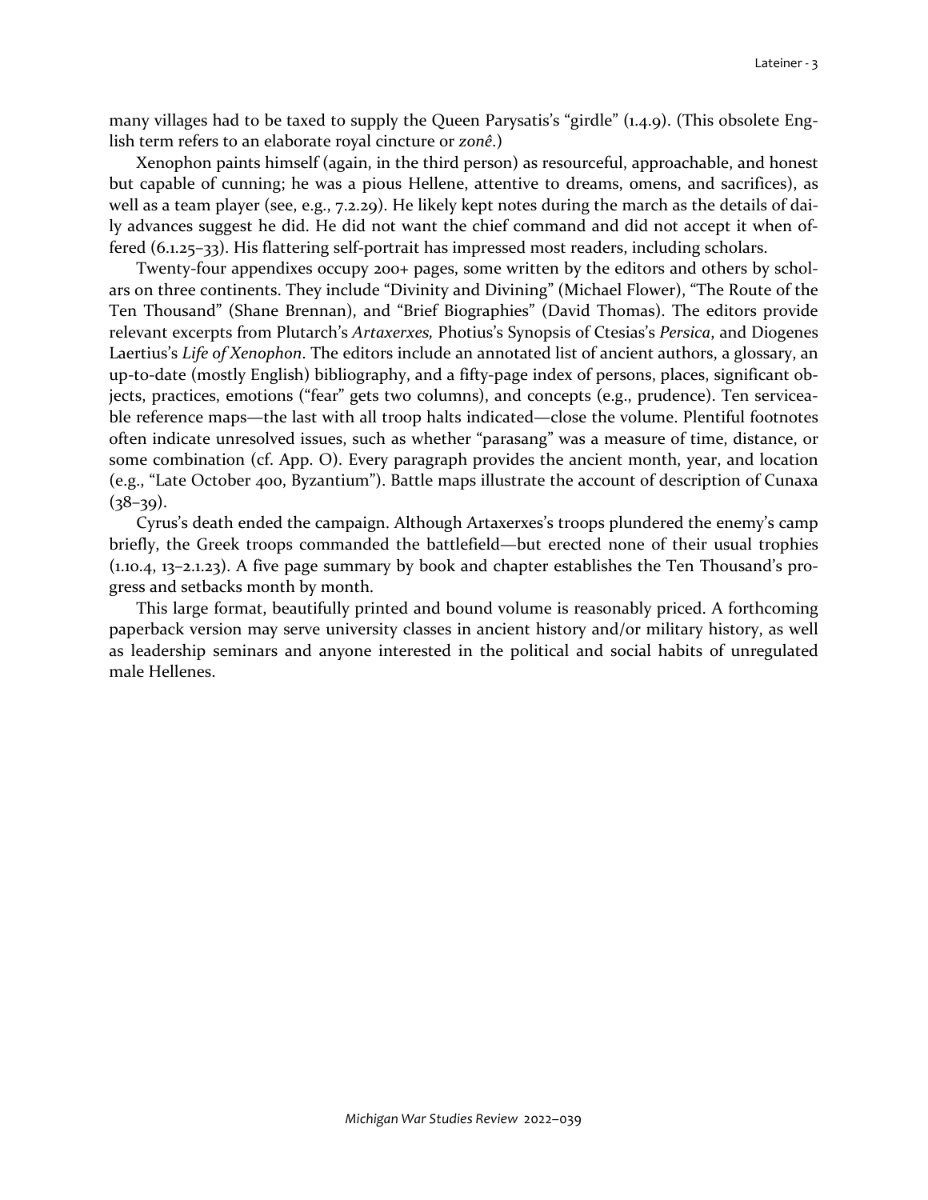many villages had to be taxed to supply the Queen Parysatis's "girdle" (1.4.9). (This obsolete English term refers to an elaborate royal cincture or *zonê*.)

Xenophon paints himself (again, in the third person) as resourceful, approachable, and honest but capable of cunning; he was a pious Hellene, attentive to dreams, omens, and sacrifices), as well as a team player (see, e.g., 7.2.29). He likely kept notes during the march as the details of daily advances suggest he did. He did not want the chief command and did not accept it when offered (6.1.25–33). His flattering self-portrait has impressed most readers, including scholars.

Twenty-four appendixes occupy 200+ pages, some written by the editors and others by scholars on three continents. They include "Divinity and Divining" (Michael Flower), "The Route of the Ten Thousand" (Shane Brennan), and "Brief Biographies" (David Thomas). The editors provide relevant excerpts from Plutarch's *Artaxerxes,* Photius's Synopsis of Ctesias's *Persica*, and Diogenes Laertius's *Life of Xenophon*. The editors include an annotated list of ancient authors, a glossary, an up-to-date (mostly English) bibliography, and a fifty-page index of persons, places, significant objects, practices, emotions ("fear" gets two columns), and concepts (e.g., prudence). Ten serviceable reference maps—the last with all troop halts indicated—close the volume. Plentiful footnotes often indicate unresolved issues, such as whether "parasang" was a measure of time, distance, or some combination (cf. App. O). Every paragraph provides the ancient month, year, and location (e.g., "Late October 400, Byzantium"). Battle maps illustrate the account of description of Cunaxa (38–39).

Cyrus's death ended the campaign. Although Artaxerxes's troops plundered the enemy's camp briefly, the Greek troops commanded the battlefield—but erected none of their usual trophies (1.10.4, 13–2.1.23). A five page summary by book and chapter establishes the Ten Thousand's progress and setbacks month by month.

This large format, beautifully printed and bound volume is reasonably priced. A forthcoming paperback version may serve university classes in ancient history and/or military history, as well as leadership seminars and anyone interested in the political and social habits of unregulated male Hellenes.